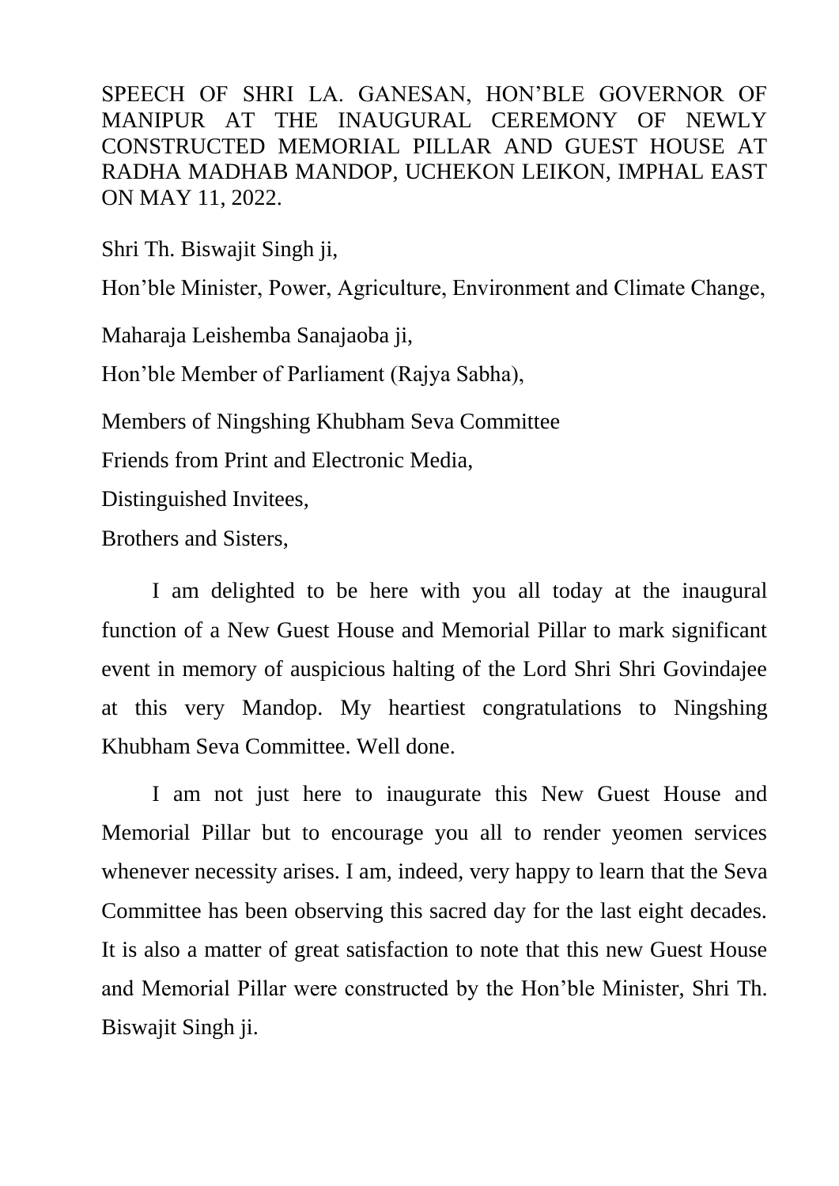# SPEECH OF SHRI LA. GANESAN, HON'BLE GOVERNOR OF MANIPUR AT THE INAUGURAL CEREMONY OF NEWLY CONSTRUCTED MEMORIAL PILLAR AND GUEST HOUSE AT RADHA MADHAB MANDOP, UCHEKON LEIKON, IMPHAL EAST ON MAY 11, 2022.

Shri Th. Biswajit Singh ji,

Hon'ble Minister, Power, Agriculture, Environment and Climate Change,

Maharaja Leishemba Sanajaoba ji,

Hon'ble Member of Parliament (Rajya Sabha),

Members of Ningshing Khubham Seva Committee

Friends from Print and Electronic Media,

Distinguished Invitees,

Brothers and Sisters,

I am delighted to be here with you all today at the inaugural function of a New Guest House and Memorial Pillar to mark significant event in memory of auspicious halting of the Lord Shri Shri Govindajee at this very Mandop. My heartiest congratulations to Ningshing Khubham Seva Committee. Well done.

I am not just here to inaugurate this New Guest House and Memorial Pillar but to encourage you all to render yeomen services whenever necessity arises. I am, indeed, very happy to learn that the Seva Committee has been observing this sacred day for the last eight decades. It is also a matter of great satisfaction to note that this new Guest House and Memorial Pillar were constructed by the Hon'ble Minister, Shri Th. Biswajit Singh ji.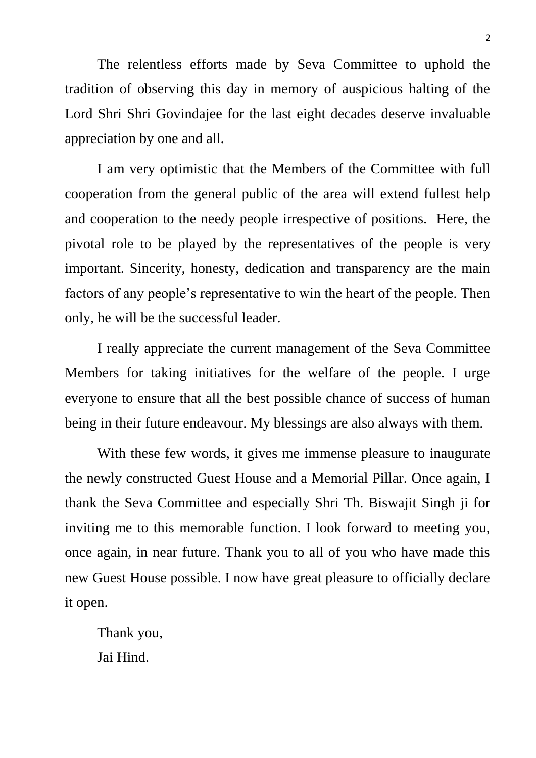The relentless efforts made by Seva Committee to uphold the tradition of observing this day in memory of auspicious halting of the Lord Shri Shri Govindajee for the last eight decades deserve invaluable appreciation by one and all.

I am very optimistic that the Members of the Committee with full cooperation from the general public of the area will extend fullest help and cooperation to the needy people irrespective of positions. Here, the pivotal role to be played by the representatives of the people is very important. Sincerity, honesty, dedication and transparency are the main factors of any people's representative to win the heart of the people. Then only, he will be the successful leader.

I really appreciate the current management of the Seva Committee Members for taking initiatives for the welfare of the people. I urge everyone to ensure that all the best possible chance of success of human being in their future endeavour. My blessings are also always with them.

With these few words, it gives me immense pleasure to inaugurate the newly constructed Guest House and a Memorial Pillar. Once again, I thank the Seva Committee and especially Shri Th. Biswajit Singh ji for inviting me to this memorable function. I look forward to meeting you, once again, in near future. Thank you to all of you who have made this new Guest House possible. I now have great pleasure to officially declare it open.

Thank you,
Jai Hind.